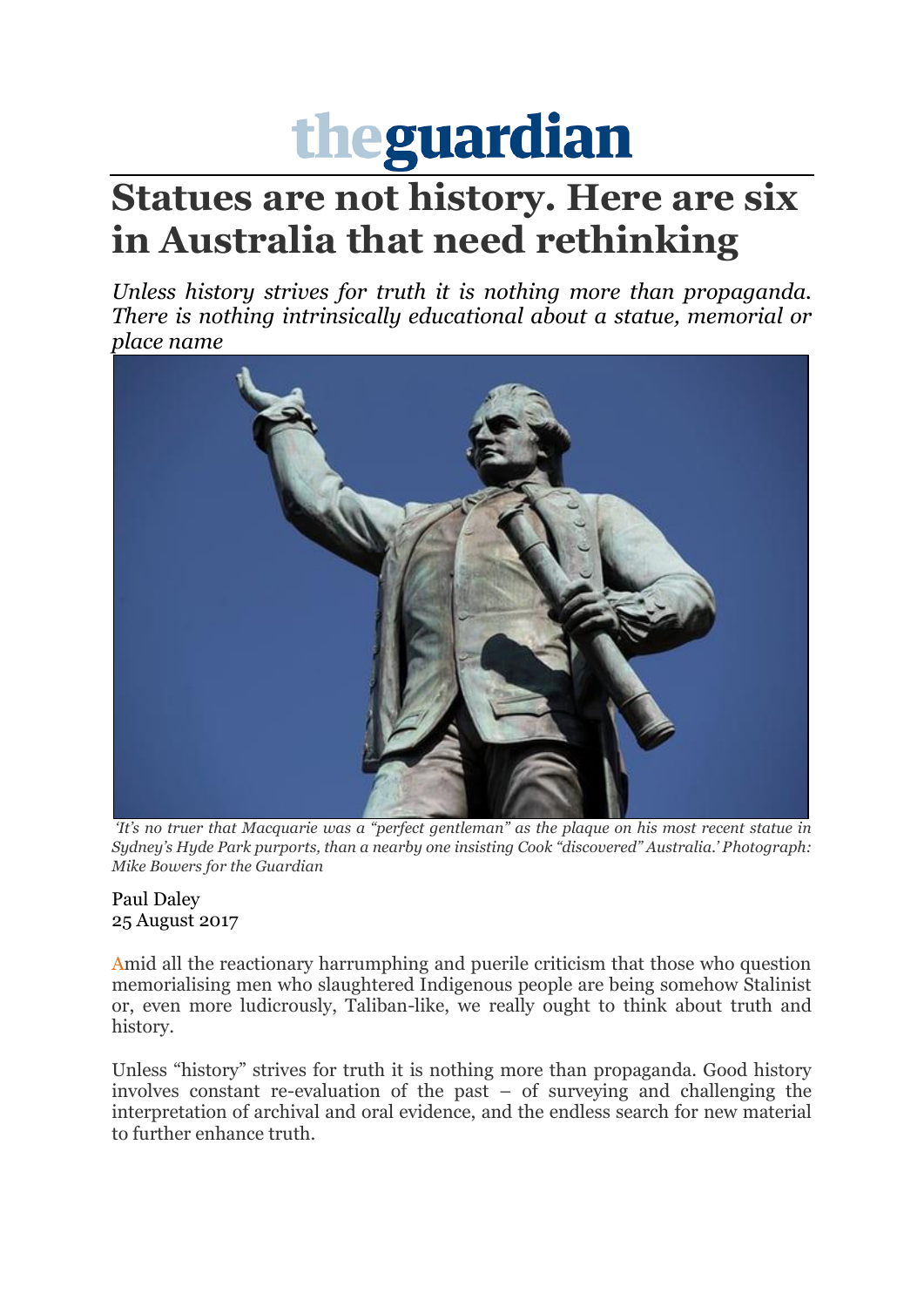theguardian

# Statues are not history. Here are six in Australia that need rethinking

*Unless history strives for truth it is nothing more than propaganda. There is nothing intrinsically educational about a statue, memorial or place name*

*'It's no truer that Macquarie was a "perfect gentleman" as the plaque on his most recent statue in Sydney's Hyde Park purports, than a nearby one insisting Cook "discovered" Australia.' Photograph: Mike Bowers for the Guardian*

Paul Daley
25 August 2017

Amid all the reactionary harrumphing and puerile criticism that those who question memorialising men who slaughtered Indigenous people are being somehow Stalinist or, even more ludicrously, Taliban-like, we really ought to think about truth and history.

Unless "history" strives for truth it is nothing more than propaganda. Good history involves constant re-evaluation of the past – of surveying and challenging the interpretation of archival and oral evidence, and the endless search for new material to further enhance truth.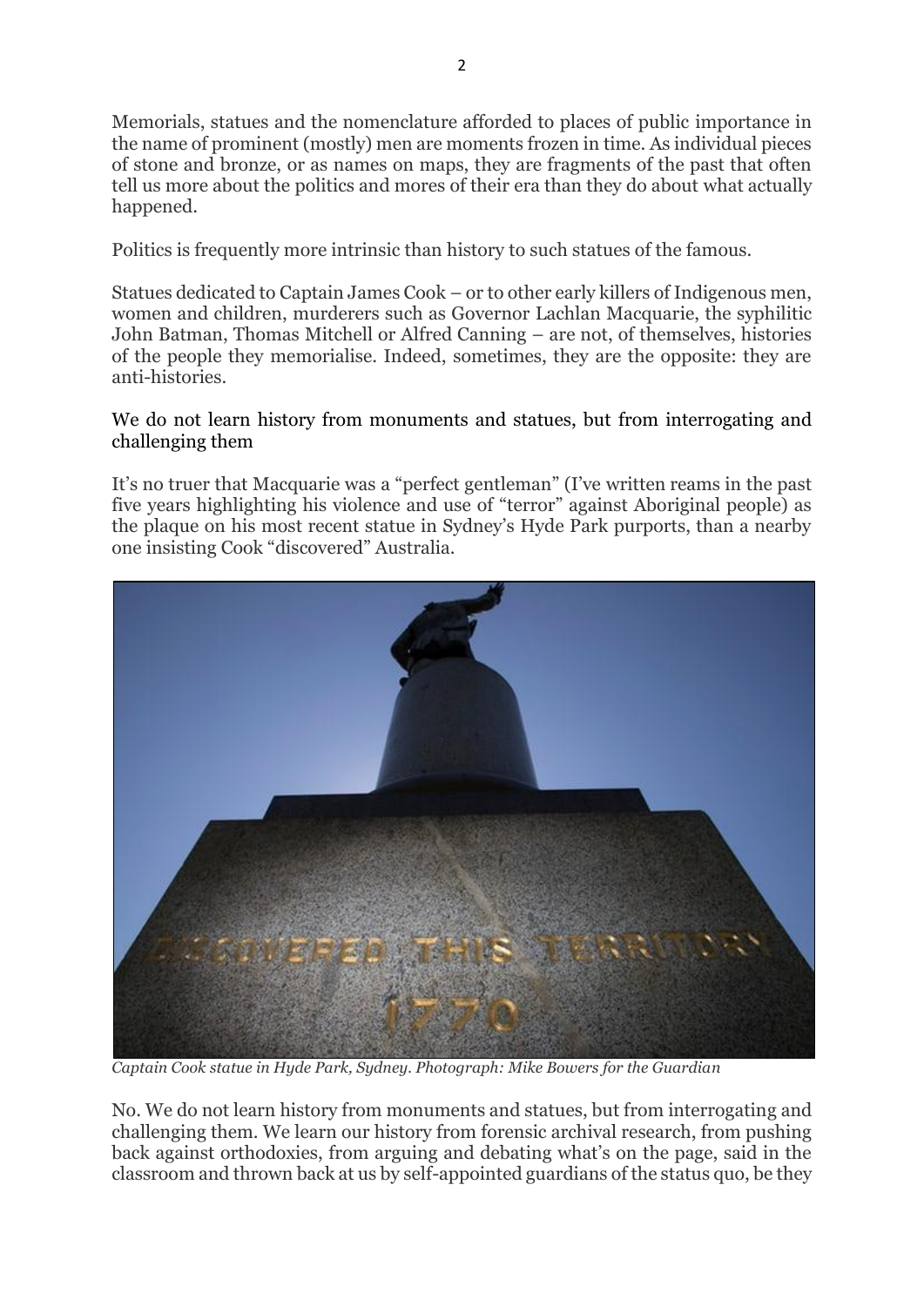Memorials, statues and the nomenclature afforded to places of public importance in the name of prominent (mostly) men are moments frozen in time. As individual pieces of stone and bronze, or as names on maps, they are fragments of the past that often tell us more about the politics and mores of their era than they do about what actually happened.

Politics is frequently more intrinsic than history to such statues of the famous.

Statues dedicated to Captain James Cook – or to other early killers of Indigenous men, women and children, murderers such as Governor Lachlan Macquarie, the syphilitic John Batman, Thomas Mitchell or Alfred Canning – are not, of themselves, histories of the people they memorialise. Indeed, sometimes, they are the opposite: they are anti-histories.

We do not learn history from monuments and statues, but from interrogating and challenging them

It's no truer that Macquarie was a "perfect gentleman" (I've written reams in the past five years highlighting his violence and use of "terror" against Aboriginal people) as the plaque on his most recent statue in Sydney's Hyde Park purports, than a nearby one insisting Cook "discovered" Australia.

*Captain Cook statue in Hyde Park, Sydney. Photograph: Mike Bowers for the Guardian*

No. We do not learn history from monuments and statues, but from interrogating and challenging them. We learn our history from forensic archival research, from pushing back against orthodoxies, from arguing and debating what's on the page, said in the classroom and thrown back at us by self-appointed guardians of the status quo, be they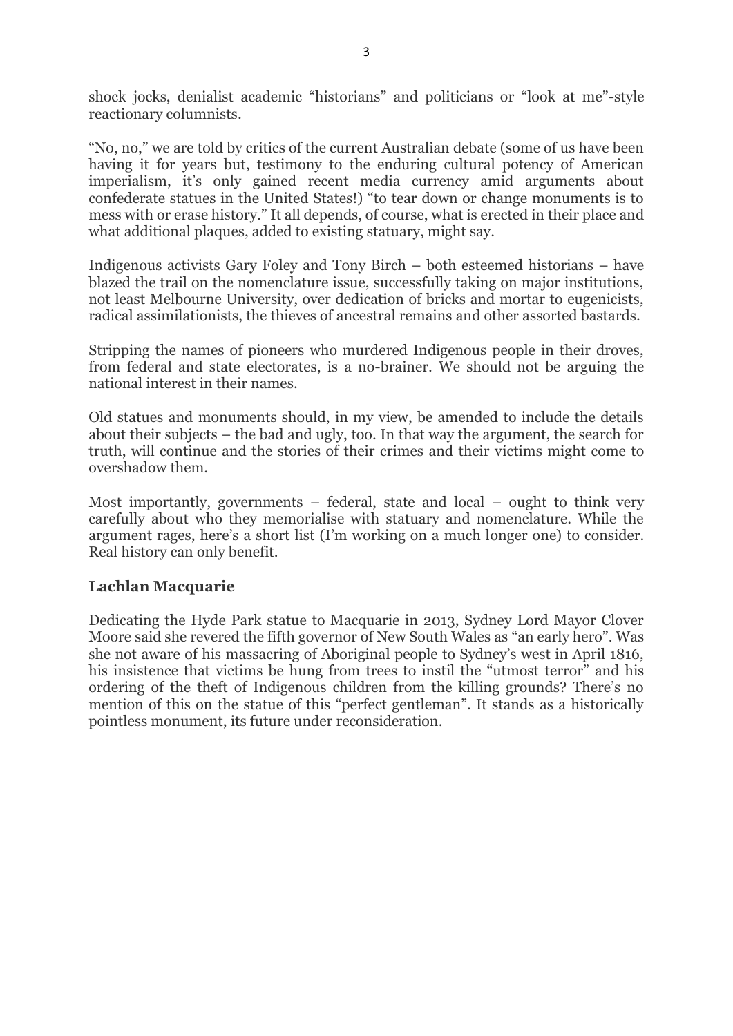shock jocks, denialist academic "historians" and politicians or "look at me"-style reactionary columnists.

"No, no," we are told by critics of the current Australian debate (some of us have been having it for years but, testimony to the enduring cultural potency of American imperialism, it's only gained recent media currency amid arguments about confederate statues in the United States!) "to tear down or change monuments is to mess with or erase history." It all depends, of course, what is erected in their place and what additional plaques, added to existing statuary, might say.

Indigenous activists Gary Foley and Tony Birch – both esteemed historians – have blazed the trail on the nomenclature issue, successfully taking on major institutions, not least Melbourne University, over dedication of bricks and mortar to eugenicists, radical assimilationists, the thieves of ancestral remains and other assorted bastards.

Stripping the names of pioneers who murdered Indigenous people in their droves, from federal and state electorates, is a no-brainer. We should not be arguing the national interest in their names.

Old statues and monuments should, in my view, be amended to include the details about their subjects – the bad and ugly, too. In that way the argument, the search for truth, will continue and the stories of their crimes and their victims might come to overshadow them.

Most importantly, governments – federal, state and local – ought to think very carefully about who they memorialise with statuary and nomenclature. While the argument rages, here's a short list (I'm working on a much longer one) to consider. Real history can only benefit.

### Lachlan Macquarie

Dedicating the Hyde Park statue to Macquarie in 2013, Sydney Lord Mayor Clover Moore said she revered the fifth governor of New South Wales as "an early hero". Was she not aware of his massacring of Aboriginal people to Sydney's west in April 1816, his insistence that victims be hung from trees to instil the "utmost terror" and his ordering of the theft of Indigenous children from the killing grounds? There's no mention of this on the statue of this "perfect gentleman". It stands as a historically pointless monument, its future under reconsideration.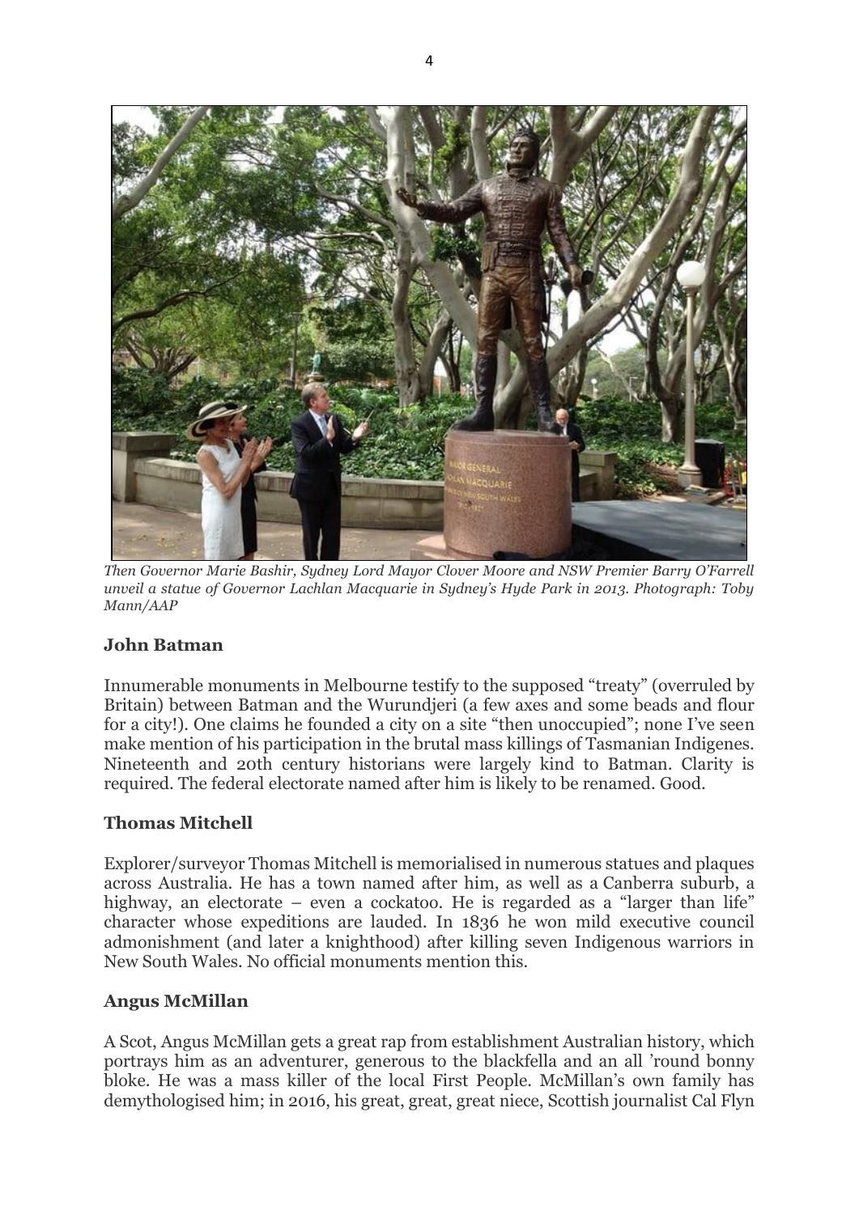*Then Governor Marie Bashir, Sydney Lord Mayor Clover Moore and NSW Premier Barry O'Farrell unveil a statue of Governor Lachlan Macquarie in Sydney's Hyde Park in 2013. Photograph: Toby Mann/AAP*

### John Batman

Innumerable monuments in Melbourne testify to the supposed "treaty" (overruled by Britain) between Batman and the Wurundjeri (a few axes and some beads and flour for a city!). One claims he founded a city on a site "then unoccupied"; none I've seen make mention of his participation in the brutal mass killings of Tasmanian Indigenes. Nineteenth and 20th century historians were largely kind to Batman. Clarity is required. The federal electorate named after him is likely to be renamed. Good.

### Thomas Mitchell

Explorer/surveyor Thomas Mitchell is memorialised in numerous statues and plaques across Australia. He has a town named after him, as well as a Canberra suburb, a highway, an electorate – even a cockatoo. He is regarded as a "larger than life" character whose expeditions are lauded. In 1836 he won mild executive council admonishment (and later a knighthood) after killing seven Indigenous warriors in New South Wales. No official monuments mention this.

### Angus McMillan

A Scot, Angus McMillan gets a great rap from establishment Australian history, which portrays him as an adventurer, generous to the blackfella and an all 'round bonny bloke. He was a mass killer of the local First People. McMillan's own family has demythologised him; in 2016, his great, great, great niece, Scottish journalist Cal Flyn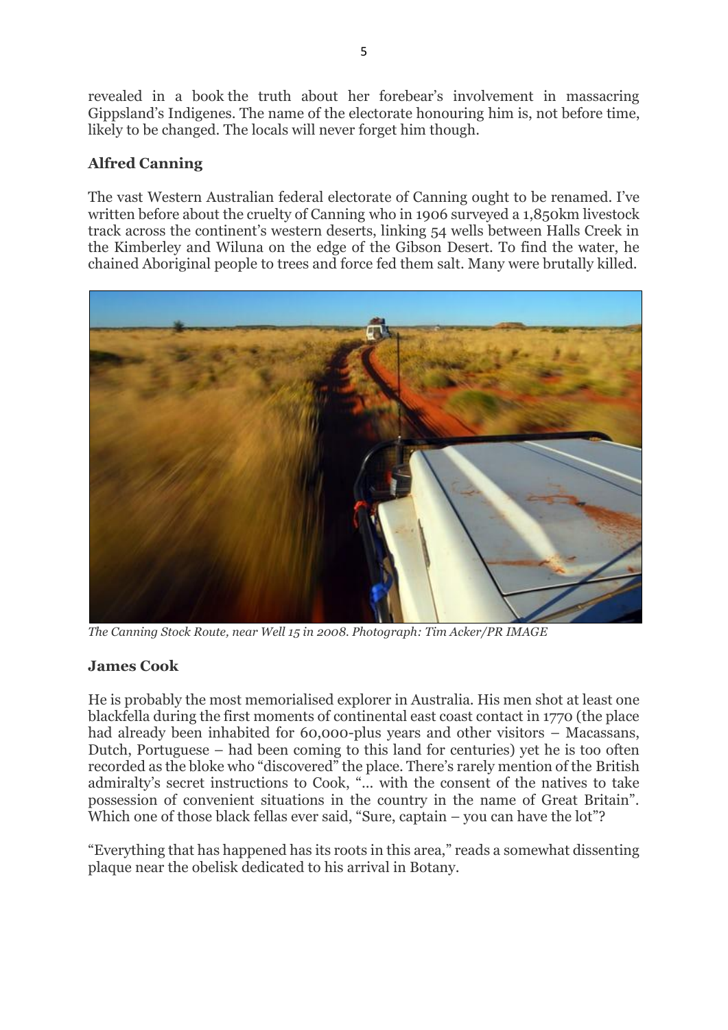revealed in a book the truth about her forebear's involvement in massacring Gippsland's Indigenes. The name of the electorate honouring him is, not before time, likely to be changed. The locals will never forget him though.

## Alfred Canning

The vast Western Australian federal electorate of Canning ought to be renamed. I've written before about the cruelty of Canning who in 1906 surveyed a 1,850km livestock track across the continent's western deserts, linking 54 wells between Halls Creek in the Kimberley and Wiluna on the edge of the Gibson Desert. To find the water, he chained Aboriginal people to trees and force fed them salt. Many were brutally killed.

*The Canning Stock Route, near Well 15 in 2008. Photograph: Tim Acker/PR IMAGE*

## James Cook

He is probably the most memorialised explorer in Australia. His men shot at least one blackfella during the first moments of continental east coast contact in 1770 (the place had already been inhabited for 60,000-plus years and other visitors – Macassans, Dutch, Portuguese – had been coming to this land for centuries) yet he is too often recorded as the bloke who "discovered" the place. There's rarely mention of the British admiralty's secret instructions to Cook, "... with the consent of the natives to take possession of convenient situations in the country in the name of Great Britain". Which one of those black fellas ever said, "Sure, captain – you can have the lot"?

"Everything that has happened has its roots in this area," reads a somewhat dissenting plaque near the obelisk dedicated to his arrival in Botany.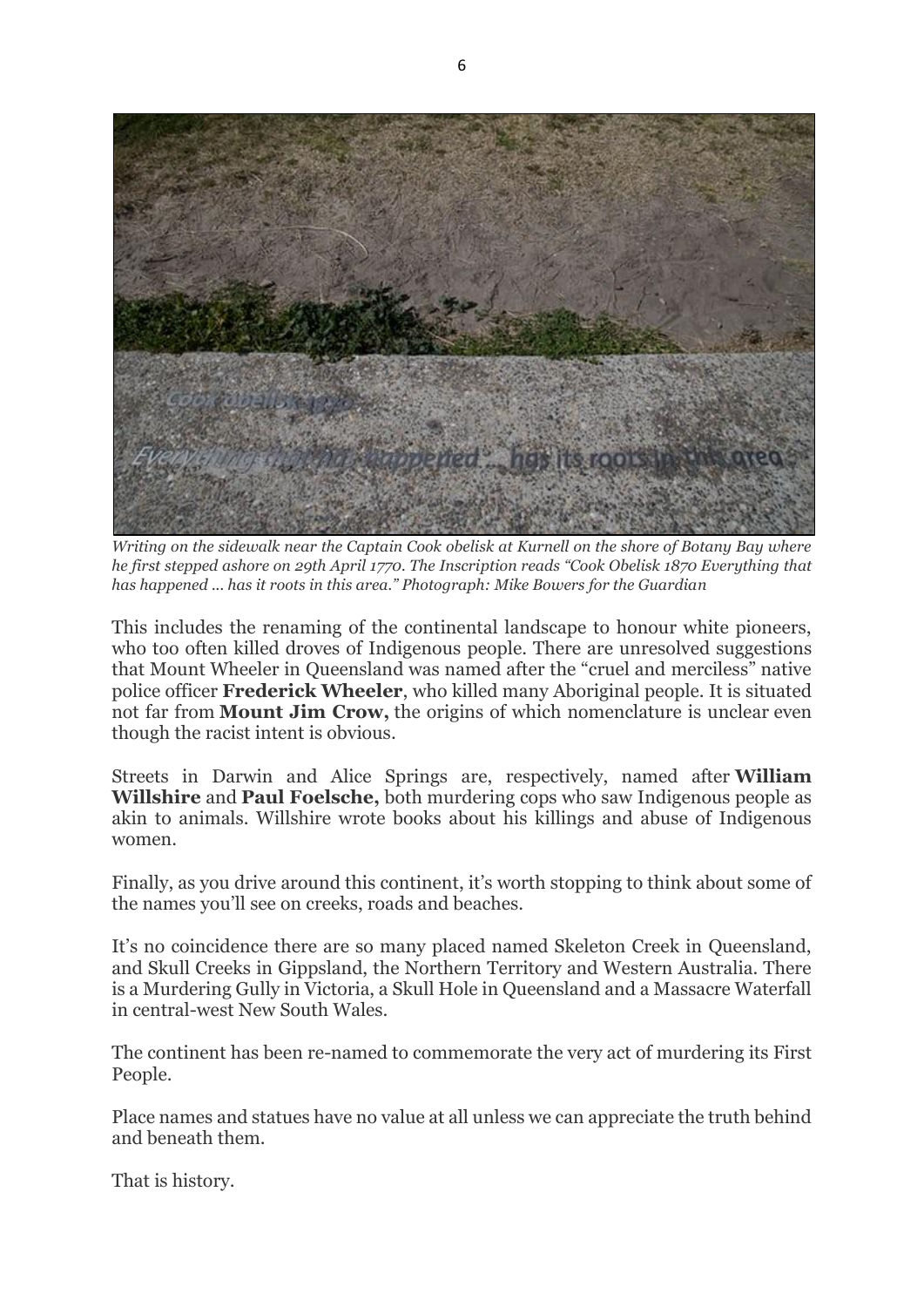*Writing on the sidewalk near the Captain Cook obelisk at Kurnell on the shore of Botany Bay where he first stepped ashore on 29th April 1770. The Inscription reads "Cook Obelisk 1870 Everything that has happened ... has it roots in this area." Photograph: Mike Bowers for the Guardian*

This includes the renaming of the continental landscape to honour white pioneers, who too often killed droves of Indigenous people. There are unresolved suggestions that Mount Wheeler in Queensland was named after the "cruel and merciless" native police officer **Frederick Wheeler**, who killed many Aboriginal people. It is situated not far from **Mount Jim Crow,** the origins of which nomenclature is unclear even though the racist intent is obvious.

Streets in Darwin and Alice Springs are, respectively, named after **William Willshire** and **Paul Foelsche,** both murdering cops who saw Indigenous people as akin to animals. Willshire wrote books about his killings and abuse of Indigenous women.

Finally, as you drive around this continent, it's worth stopping to think about some of the names you'll see on creeks, roads and beaches.

It's no coincidence there are so many placed named Skeleton Creek in Queensland, and Skull Creeks in Gippsland, the Northern Territory and Western Australia. There is a Murdering Gully in Victoria, a Skull Hole in Queensland and a Massacre Waterfall in central-west New South Wales.

The continent has been re-named to commemorate the very act of murdering its First People.

Place names and statues have no value at all unless we can appreciate the truth behind and beneath them.

That is history.